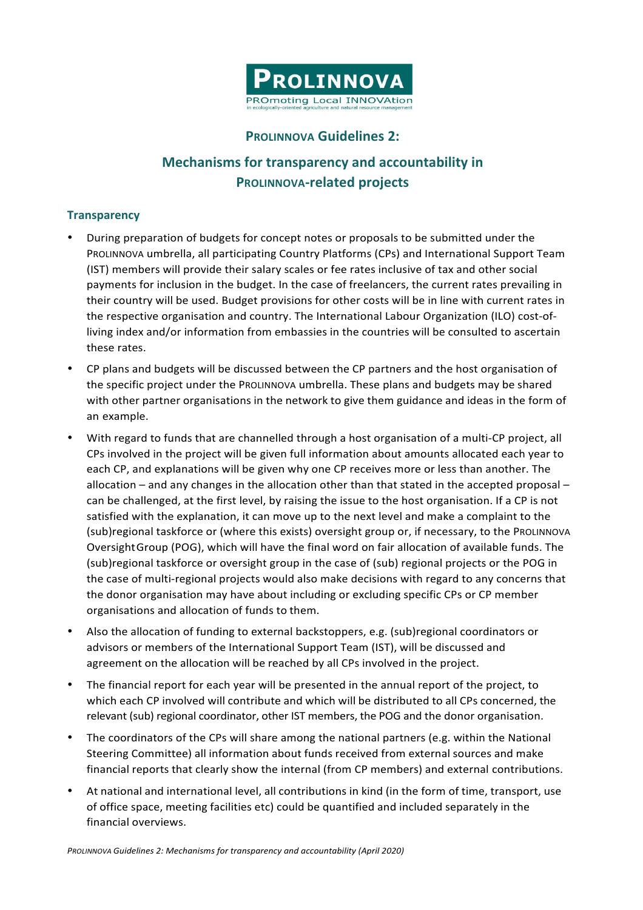# PROLINNOVA Guidelines 2:

# Mechanisms for transparency and accountability in PROLINNOVA-related projects

## Transparency

- During preparation of budgets for concept notes or proposals to be submitted under the PROLINNOVA umbrella, all participating Country Platforms (CPs) and International Support Team (IST) members will provide their salary scales or fee rates inclusive of tax and other social payments for inclusion in the budget. In the case of freelancers, the current rates prevailing in their country will be used. Budget provisions for other costs will be in line with current rates in the respective organisation and country. The International Labour Organization (ILO) cost-of-living index and/or information from embassies in the countries will be consulted to ascertain these rates.
- CP plans and budgets will be discussed between the CP partners and the host organisation of the specific project under the PROLINNOVA umbrella. These plans and budgets may be shared with other partner organisations in the network to give them guidance and ideas in the form of an example.
- With regard to funds that are channelled through a host organisation of a multi-CP project, all CPs involved in the project will be given full information about amounts allocated each year to each CP, and explanations will be given why one CP receives more or less than another. The allocation – and any changes in the allocation other than that stated in the accepted proposal – can be challenged, at the first level, by raising the issue to the host organisation. If a CP is not satisfied with the explanation, it can move up to the next level and make a complaint to the (sub)regional taskforce or (where this exists) oversight group or, if necessary, to the PROLINNOVA Oversight Group (POG), which will have the final word on fair allocation of available funds. The (sub)regional taskforce or oversight group in the case of (sub) regional projects or the POG in the case of multi-regional projects would also make decisions with regard to any concerns that the donor organisation may have about including or excluding specific CPs or CP member organisations and allocation of funds to them.
- Also the allocation of funding to external backstoppers, e.g. (sub)regional coordinators or advisors or members of the International Support Team (IST), will be discussed and agreement on the allocation will be reached by all CPs involved in the project.
- The financial report for each year will be presented in the annual report of the project, to which each CP involved will contribute and which will be distributed to all CPs concerned, the relevant (sub) regional coordinator, other IST members, the POG and the donor organisation.
- The coordinators of the CPs will share among the national partners (e.g. within the National Steering Committee) all information about funds received from external sources and make financial reports that clearly show the internal (from CP members) and external contributions.
- At national and international level, all contributions in kind (in the form of time, transport, use of office space, meeting facilities etc) could be quantified and included separately in the financial overviews.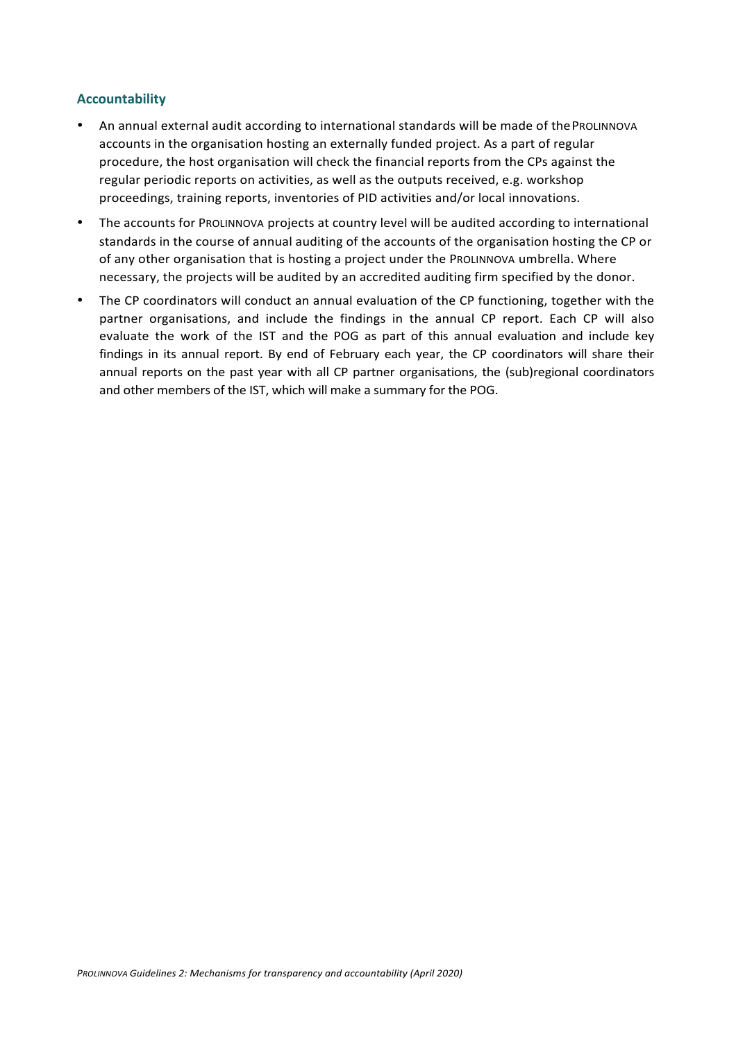## Accountability

- An annual external audit according to international standards will be made of the PROLINNOVA accounts in the organisation hosting an externally funded project. As a part of regular procedure, the host organisation will check the financial reports from the CPs against the regular periodic reports on activities, as well as the outputs received, e.g. workshop proceedings, training reports, inventories of PID activities and/or local innovations.
- The accounts for PROLINNOVA projects at country level will be audited according to international standards in the course of annual auditing of the accounts of the organisation hosting the CP or of any other organisation that is hosting a project under the PROLINNOVA umbrella. Where necessary, the projects will be audited by an accredited auditing firm specified by the donor.
- The CP coordinators will conduct an annual evaluation of the CP functioning, together with the partner organisations, and include the findings in the annual CP report. Each CP will also evaluate the work of the IST and the POG as part of this annual evaluation and include key findings in its annual report. By end of February each year, the CP coordinators will share their annual reports on the past year with all CP partner organisations, the (sub)regional coordinators and other members of the IST, which will make a summary for the POG.